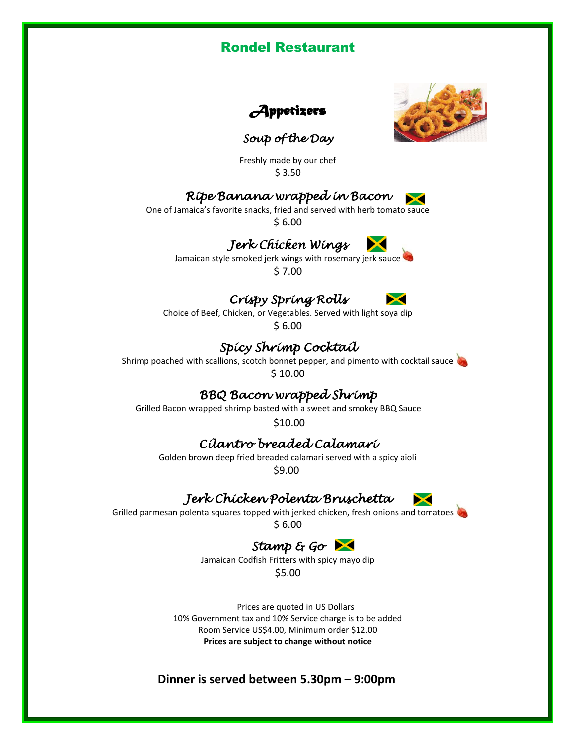# Rondel Restaurant

## Appetizers

### Soup of the Day

Freshly made by our chef

$ 3.50

### Ripe Banana wrapped in Bacon

One of Jamaica's favorite snacks, fried and served with herb tomato sauce

$ 6.00

### Jerk Chicken Wings

Jamaican style smoked jerk wings with rosemary jerk sauce

$ 7.00

### Crispy Spring Rolls

Choice of Beef, Chicken, or Vegetables. Served with light soya dip

$ 6.00

### Spicy Shrimp Cocktail

Shrimp poached with scallions, scotch bonnet pepper, and pimento with cocktail sauce

$ 10.00

### BBQ Bacon wrapped Shrimp

Grilled Bacon wrapped shrimp basted with a sweet and smokey BBQ Sauce

$10.00

### Cilantro breaded Calamari

Golden brown deep fried breaded calamari served with a spicy aioli

$9.00

### Jerk Chicken Polenta Bruschetta

Grilled parmesan polenta squares topped with jerked chicken, fresh onions and tomatoes

$ 6.00

### Stamp & Go

Jamaican Codfish Fritters with spicy mayo dip

$5.00

Prices are quoted in US Dollars
10% Government tax and 10% Service charge is to be added
Room Service US$4.00, Minimum order $12.00
**Prices are subject to change without notice**

**Dinner is served between 5.30pm – 9:00pm**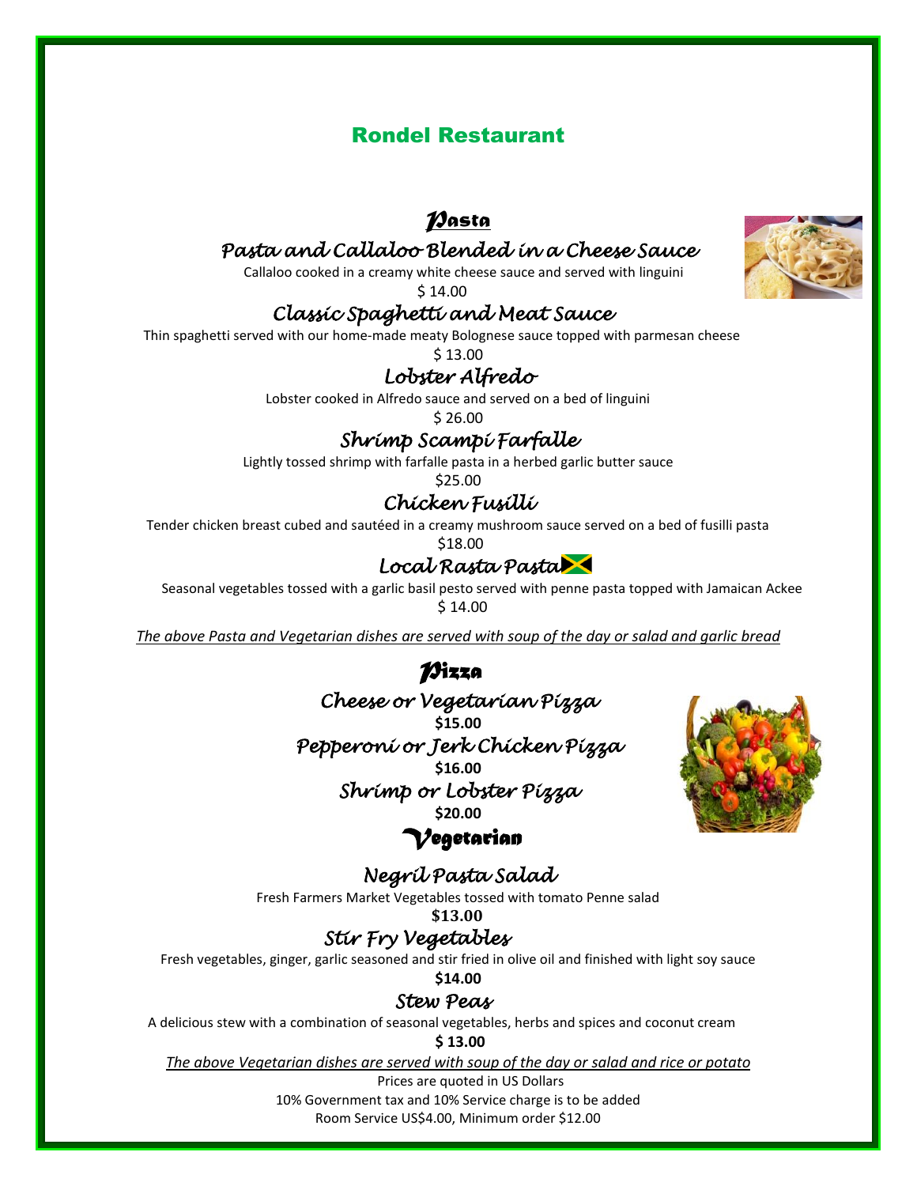# Rondel Restaurant

## Pasta

### *Pasta and Callaloo Blended in a Cheese Sauce*

Callaloo cooked in a creamy white cheese sauce and served with linguini

$ 14.00

### *Classic Spaghetti and Meat Sauce*

Thin spaghetti served with our home-made meaty Bolognese sauce topped with parmesan cheese

$ 13.00

### *Lobster Alfredo*

Lobster cooked in Alfredo sauce and served on a bed of linguini

$ 26.00

### *Shrimp Scampi Farfalle*

Lightly tossed shrimp with farfalle pasta in a herbed garlic butter sauce

$25.00

### *Chicken Fusilli*

Tender chicken breast cubed and sautéed in a creamy mushroom sauce served on a bed of fusilli pasta

$18.00

### *Local Rasta Pasta*

Seasonal vegetables tossed with a garlic basil pesto served with penne pasta topped with Jamaican Ackee

$ 14.00

*The above Pasta and Vegetarian dishes are served with soup of the day or salad and garlic bread*

## Pizza

### *Cheese or Vegetarian Pizza*

**$15.00**

### *Pepperoni or Jerk Chicken Pizza*

**$16.00**

### *Shrimp or Lobster Pizza*

**$20.00**

## Vegetarian

### *Negril Pasta Salad*

Fresh Farmers Market Vegetables tossed with tomato Penne salad

**$13.00**

### *Stir Fry Vegetables*

Fresh vegetables, ginger, garlic seasoned and stir fried in olive oil and finished with light soy sauce

**$14.00**

### *Stew Peas*

A delicious stew with a combination of seasonal vegetables, herbs and spices and coconut cream

**$ 13.00**

*The above Vegetarian dishes are served with soup of the day or salad and rice or potato*

Prices are quoted in US Dollars

10% Government tax and 10% Service charge is to be added

Room Service US$4.00, Minimum order $12.00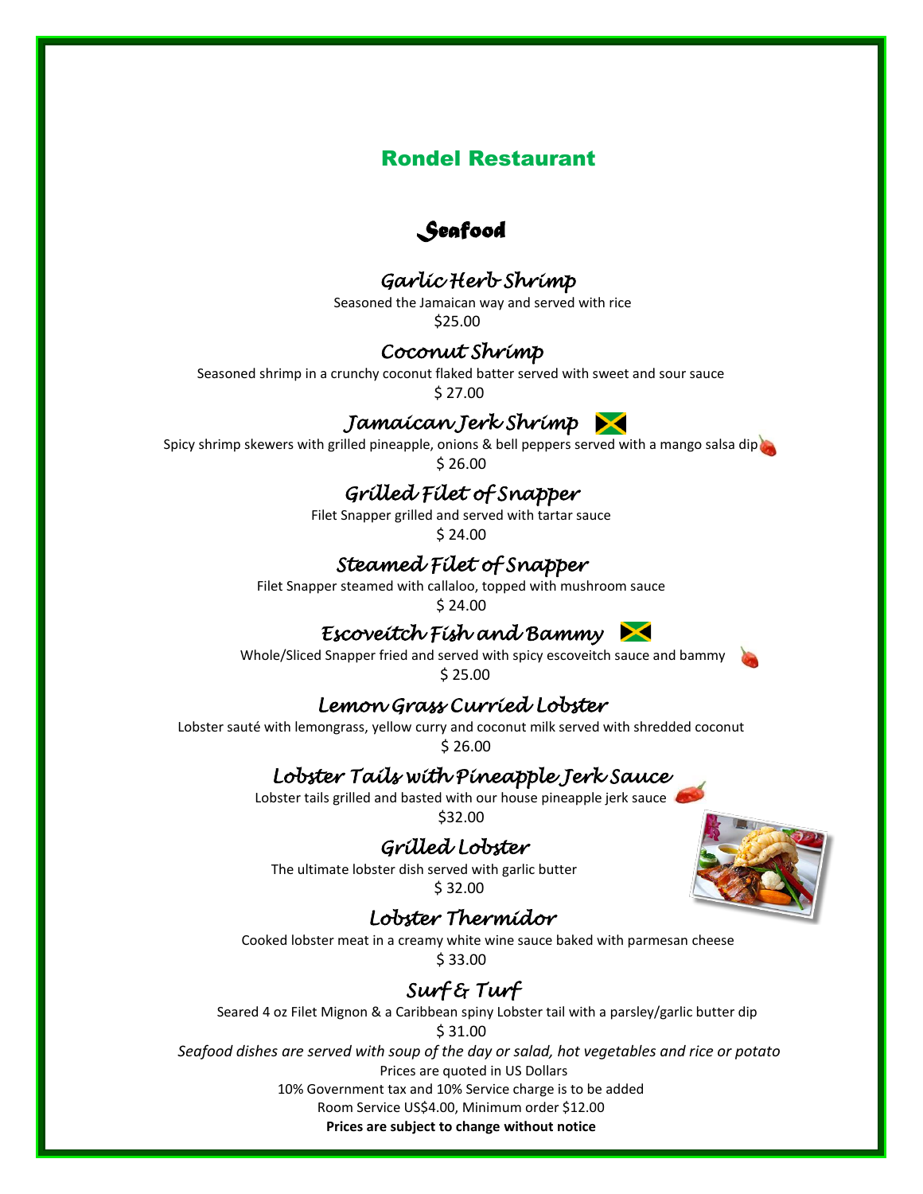# Rondel Restaurant

## Seafood

### Garlic Herb Shrimp

Seasoned the Jamaican way and served with rice

$25.00

### Coconut Shrimp

Seasoned shrimp in a crunchy coconut flaked batter served with sweet and sour sauce

$ 27.00

### Jamaican Jerk Shrimp

Spicy shrimp skewers with grilled pineapple, onions & bell peppers served with a mango salsa dip

$ 26.00

### Grilled Filet of Snapper

Filet Snapper grilled and served with tartar sauce

$ 24.00

### Steamed Filet of Snapper

Filet Snapper steamed with callaloo, topped with mushroom sauce

$ 24.00

### Escoveitch Fish and Bammy

Whole/Sliced Snapper fried and served with spicy escoveitch sauce and bammy

$ 25.00

### Lemon Grass Curried Lobster

Lobster sauté with lemongrass, yellow curry and coconut milk served with shredded coconut

$ 26.00

### Lobster Tails with Pineapple Jerk Sauce

Lobster tails grilled and basted with our house pineapple jerk sauce

$32.00

### Grilled Lobster

The ultimate lobster dish served with garlic butter

$ 32.00

### Lobster Thermidor

Cooked lobster meat in a creamy white wine sauce baked with parmesan cheese

$ 33.00

### Surf & Turf

Seared 4 oz Filet Mignon & a Caribbean spiny Lobster tail with a parsley/garlic butter dip

$ 31.00

*Seafood dishes are served with soup of the day or salad, hot vegetables and rice or potato*

Prices are quoted in US Dollars

10% Government tax and 10% Service charge is to be added

Room Service US$4.00, Minimum order $12.00

**Prices are subject to change without notice**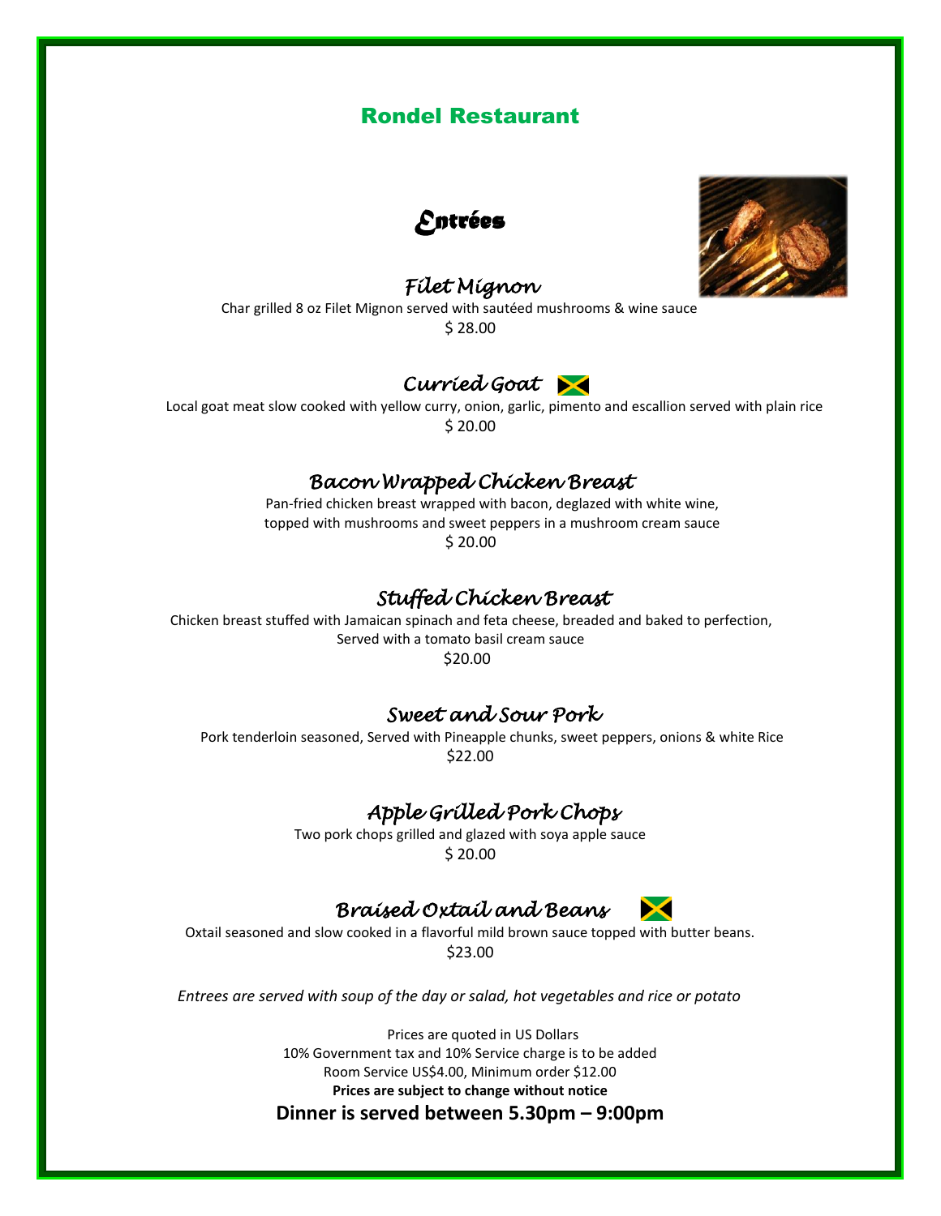# Rondel Restaurant

## *Entrées*

### *Filet Mignon*

Char grilled 8 oz Filet Mignon served with sautéed mushrooms & wine sauce

$ 28.00

### *Curried Goat*

Local goat meat slow cooked with yellow curry, onion, garlic, pimento and escallion served with plain rice

$ 20.00

### *Bacon Wrapped Chicken Breast*

Pan-fried chicken breast wrapped with bacon, deglazed with white wine, topped with mushrooms and sweet peppers in a mushroom cream sauce

$ 20.00

### *Stuffed Chicken Breast*

Chicken breast stuffed with Jamaican spinach and feta cheese, breaded and baked to perfection, Served with a tomato basil cream sauce

$20.00

### *Sweet and Sour Pork*

Pork tenderloin seasoned, Served with Pineapple chunks, sweet peppers, onions & white Rice

$22.00

### *Apple Grilled Pork Chops*

Two pork chops grilled and glazed with soya apple sauce

$ 20.00

### *Braised Oxtail and Beans*

Oxtail seasoned and slow cooked in a flavorful mild brown sauce topped with butter beans.

$23.00

*Entrees are served with soup of the day or salad, hot vegetables and rice or potato*

Prices are quoted in US Dollars

10% Government tax and 10% Service charge is to be added

Room Service US$4.00, Minimum order $12.00

**Prices are subject to change without notice**

**Dinner is served between 5.30pm – 9:00pm**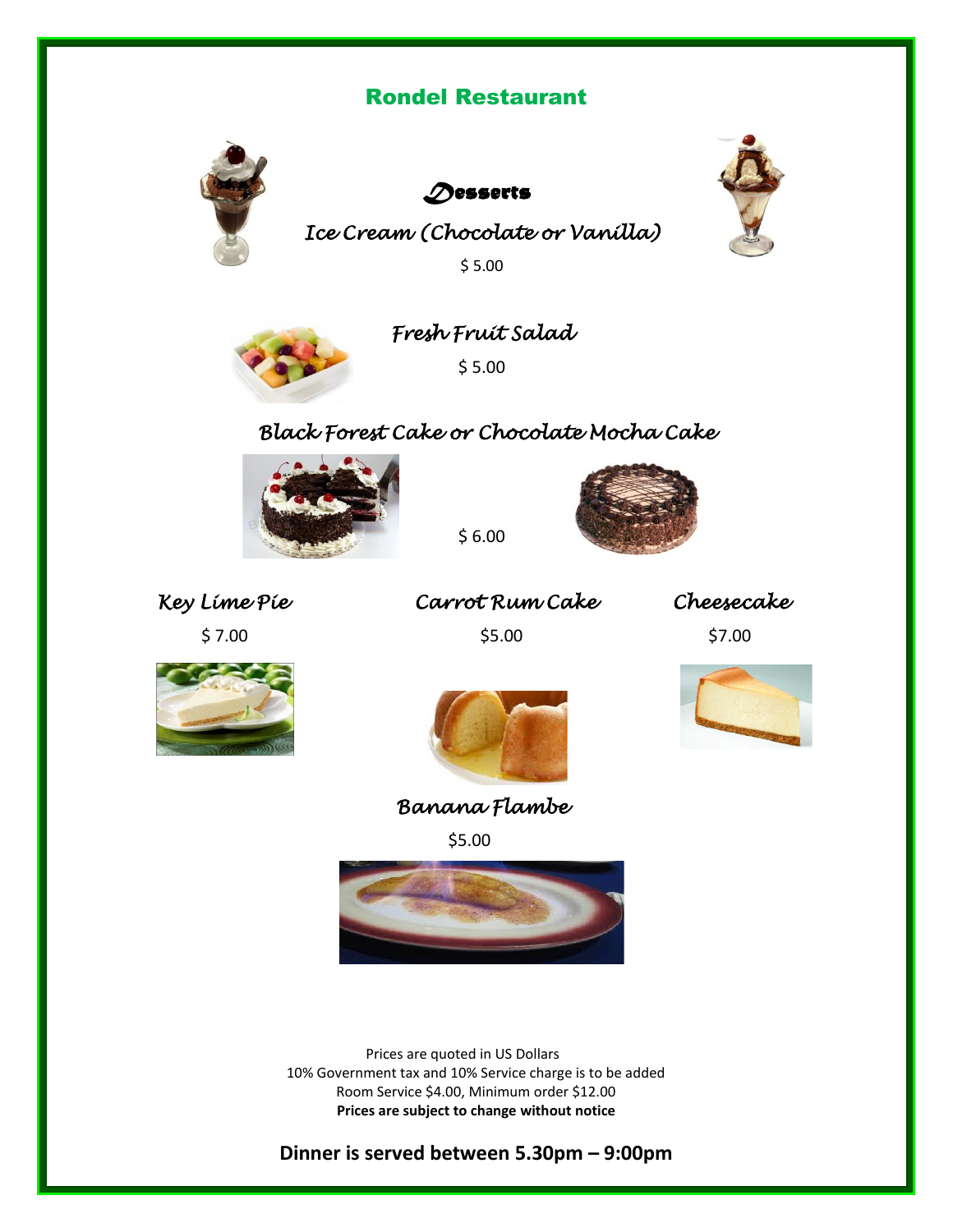# Rondel Restaurant

## *Desserts*

*Ice Cream (Chocolate or Vanilla)*

$ 5.00

*Fresh Fruit Salad*

$ 5.00

*Black Forest Cake or Chocolate Mocha Cake*

$ 6.00

*Key Lime Pie*

$ 7.00

*Carrot Rum Cake*

$5.00

*Cheesecake*

$7.00

*Banana Flambe*

$5.00

Prices are quoted in US Dollars
10% Government tax and 10% Service charge is to be added
Room Service $4.00, Minimum order $12.00
**Prices are subject to change without notice**

**Dinner is served between 5.30pm – 9:00pm**